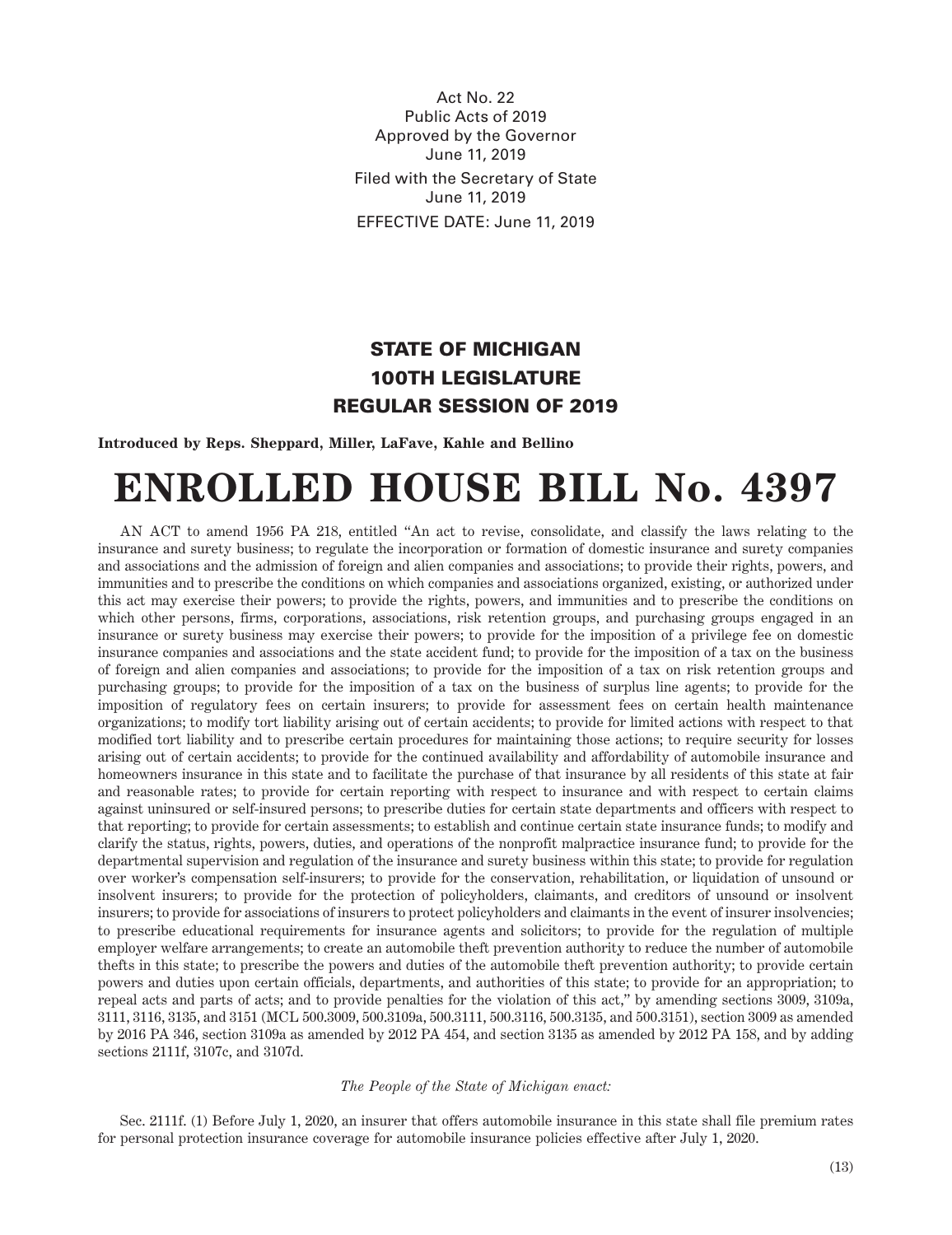Act No. 22
Public Acts of 2019
Approved by the Governor
June 11, 2019
Filed with the Secretary of State
June 11, 2019
EFFECTIVE DATE: June 11, 2019

## STATE OF MICHIGAN
## 100TH LEGISLATURE
## REGULAR SESSION OF 2019

**Introduced by Reps. Sheppard, Miller, LaFave, Kahle and Bellino**

# ENROLLED HOUSE BILL No. 4397

AN ACT to amend 1956 PA 218, entitled "An act to revise, consolidate, and classify the laws relating to the insurance and surety business; to regulate the incorporation or formation of domestic insurance and surety companies and associations and the admission of foreign and alien companies and associations; to provide their rights, powers, and immunities and to prescribe the conditions on which companies and associations organized, existing, or authorized under this act may exercise their powers; to provide the rights, powers, and immunities and to prescribe the conditions on which other persons, firms, corporations, associations, risk retention groups, and purchasing groups engaged in an insurance or surety business may exercise their powers; to provide for the imposition of a privilege fee on domestic insurance companies and associations and the state accident fund; to provide for the imposition of a tax on the business of foreign and alien companies and associations; to provide for the imposition of a tax on risk retention groups and purchasing groups; to provide for the imposition of a tax on the business of surplus line agents; to provide for the imposition of regulatory fees on certain insurers; to provide for assessment fees on certain health maintenance organizations; to modify tort liability arising out of certain accidents; to provide for limited actions with respect to that modified tort liability and to prescribe certain procedures for maintaining those actions; to require security for losses arising out of certain accidents; to provide for the continued availability and affordability of automobile insurance and homeowners insurance in this state and to facilitate the purchase of that insurance by all residents of this state at fair and reasonable rates; to provide for certain reporting with respect to insurance and with respect to certain claims against uninsured or self-insured persons; to prescribe duties for certain state departments and officers with respect to that reporting; to provide for certain assessments; to establish and continue certain state insurance funds; to modify and clarify the status, rights, powers, duties, and operations of the nonprofit malpractice insurance fund; to provide for the departmental supervision and regulation of the insurance and surety business within this state; to provide for regulation over worker's compensation self-insurers; to provide for the conservation, rehabilitation, or liquidation of unsound or insolvent insurers; to provide for the protection of policyholders, claimants, and creditors of unsound or insolvent insurers; to provide for associations of insurers to protect policyholders and claimants in the event of insurer insolvencies; to prescribe educational requirements for insurance agents and solicitors; to provide for the regulation of multiple employer welfare arrangements; to create an automobile theft prevention authority to reduce the number of automobile thefts in this state; to prescribe the powers and duties of the automobile theft prevention authority; to provide certain powers and duties upon certain officials, departments, and authorities of this state; to provide for an appropriation; to repeal acts and parts of acts; and to provide penalties for the violation of this act," by amending sections 3009, 3109a, 3111, 3116, 3135, and 3151 (MCL 500.3009, 500.3109a, 500.3111, 500.3116, 500.3135, and 500.3151), section 3009 as amended by 2016 PA 346, section 3109a as amended by 2012 PA 454, and section 3135 as amended by 2012 PA 158, and by adding sections 2111f, 3107c, and 3107d.

*The People of the State of Michigan enact:*

Sec. 2111f. (1) Before July 1, 2020, an insurer that offers automobile insurance in this state shall file premium rates for personal protection insurance coverage for automobile insurance policies effective after July 1, 2020.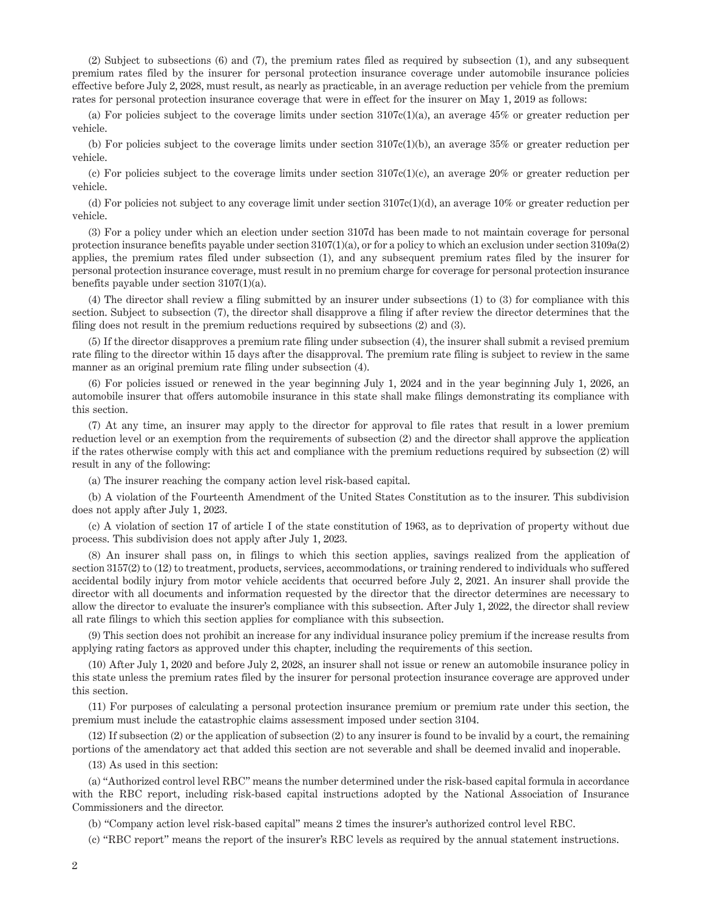(2) Subject to subsections (6) and (7), the premium rates filed as required by subsection (1), and any subsequent premium rates filed by the insurer for personal protection insurance coverage under automobile insurance policies effective before July 2, 2028, must result, as nearly as practicable, in an average reduction per vehicle from the premium rates for personal protection insurance coverage that were in effect for the insurer on May 1, 2019 as follows:

(a) For policies subject to the coverage limits under section 3107c(1)(a), an average 45% or greater reduction per vehicle.

(b) For policies subject to the coverage limits under section 3107c(1)(b), an average 35% or greater reduction per vehicle.

(c) For policies subject to the coverage limits under section 3107c(1)(c), an average 20% or greater reduction per vehicle.

(d) For policies not subject to any coverage limit under section 3107c(1)(d), an average 10% or greater reduction per vehicle.

(3) For a policy under which an election under section 3107d has been made to not maintain coverage for personal protection insurance benefits payable under section 3107(1)(a), or for a policy to which an exclusion under section 3109a(2) applies, the premium rates filed under subsection (1), and any subsequent premium rates filed by the insurer for personal protection insurance coverage, must result in no premium charge for coverage for personal protection insurance benefits payable under section 3107(1)(a).

(4) The director shall review a filing submitted by an insurer under subsections (1) to (3) for compliance with this section. Subject to subsection (7), the director shall disapprove a filing if after review the director determines that the filing does not result in the premium reductions required by subsections (2) and (3).

(5) If the director disapproves a premium rate filing under subsection (4), the insurer shall submit a revised premium rate filing to the director within 15 days after the disapproval. The premium rate filing is subject to review in the same manner as an original premium rate filing under subsection (4).

(6) For policies issued or renewed in the year beginning July 1, 2024 and in the year beginning July 1, 2026, an automobile insurer that offers automobile insurance in this state shall make filings demonstrating its compliance with this section.

(7) At any time, an insurer may apply to the director for approval to file rates that result in a lower premium reduction level or an exemption from the requirements of subsection (2) and the director shall approve the application if the rates otherwise comply with this act and compliance with the premium reductions required by subsection (2) will result in any of the following:

(a) The insurer reaching the company action level risk-based capital.

(b) A violation of the Fourteenth Amendment of the United States Constitution as to the insurer. This subdivision does not apply after July 1, 2023.

(c) A violation of section 17 of article I of the state constitution of 1963, as to deprivation of property without due process. This subdivision does not apply after July 1, 2023.

(8) An insurer shall pass on, in filings to which this section applies, savings realized from the application of section 3157(2) to (12) to treatment, products, services, accommodations, or training rendered to individuals who suffered accidental bodily injury from motor vehicle accidents that occurred before July 2, 2021. An insurer shall provide the director with all documents and information requested by the director that the director determines are necessary to allow the director to evaluate the insurer's compliance with this subsection. After July 1, 2022, the director shall review all rate filings to which this section applies for compliance with this subsection.

(9) This section does not prohibit an increase for any individual insurance policy premium if the increase results from applying rating factors as approved under this chapter, including the requirements of this section.

(10) After July 1, 2020 and before July 2, 2028, an insurer shall not issue or renew an automobile insurance policy in this state unless the premium rates filed by the insurer for personal protection insurance coverage are approved under this section.

(11) For purposes of calculating a personal protection insurance premium or premium rate under this section, the premium must include the catastrophic claims assessment imposed under section 3104.

(12) If subsection (2) or the application of subsection (2) to any insurer is found to be invalid by a court, the remaining portions of the amendatory act that added this section are not severable and shall be deemed invalid and inoperable.

(13) As used in this section:

(a) "Authorized control level RBC" means the number determined under the risk-based capital formula in accordance with the RBC report, including risk-based capital instructions adopted by the National Association of Insurance Commissioners and the director.

(b) "Company action level risk-based capital" means 2 times the insurer's authorized control level RBC.

(c) "RBC report" means the report of the insurer's RBC levels as required by the annual statement instructions.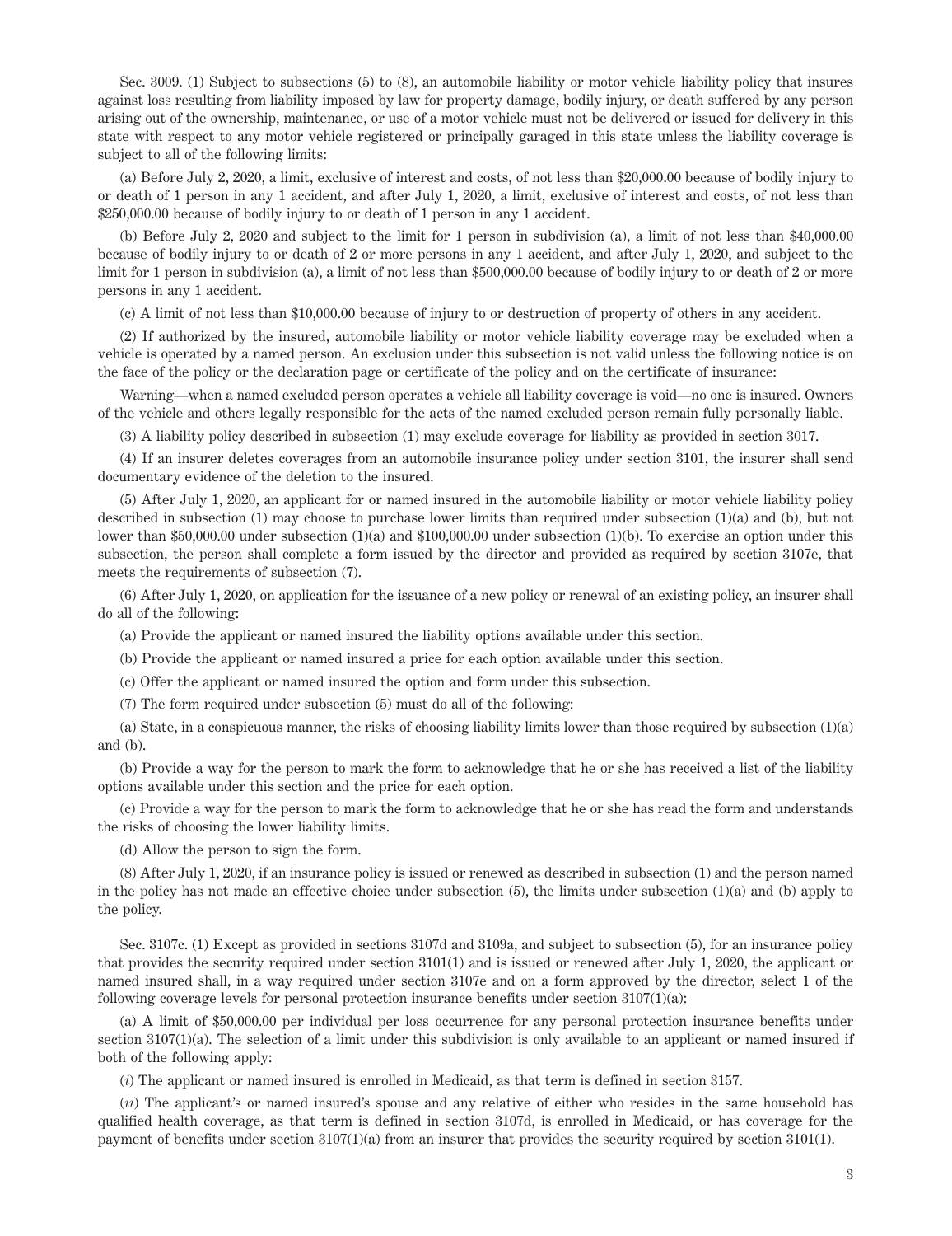Sec. 3009. (1) Subject to subsections (5) to (8), an automobile liability or motor vehicle liability policy that insures against loss resulting from liability imposed by law for property damage, bodily injury, or death suffered by any person arising out of the ownership, maintenance, or use of a motor vehicle must not be delivered or issued for delivery in this state with respect to any motor vehicle registered or principally garaged in this state unless the liability coverage is subject to all of the following limits:

(a) Before July 2, 2020, a limit, exclusive of interest and costs, of not less than $20,000.00 because of bodily injury to or death of 1 person in any 1 accident, and after July 1, 2020, a limit, exclusive of interest and costs, of not less than $250,000.00 because of bodily injury to or death of 1 person in any 1 accident.

(b) Before July 2, 2020 and subject to the limit for 1 person in subdivision (a), a limit of not less than $40,000.00 because of bodily injury to or death of 2 or more persons in any 1 accident, and after July 1, 2020, and subject to the limit for 1 person in subdivision (a), a limit of not less than $500,000.00 because of bodily injury to or death of 2 or more persons in any 1 accident.

(c) A limit of not less than $10,000.00 because of injury to or destruction of property of others in any accident.

(2) If authorized by the insured, automobile liability or motor vehicle liability coverage may be excluded when a vehicle is operated by a named person. An exclusion under this subsection is not valid unless the following notice is on the face of the policy or the declaration page or certificate of the policy and on the certificate of insurance:

Warning—when a named excluded person operates a vehicle all liability coverage is void—no one is insured. Owners of the vehicle and others legally responsible for the acts of the named excluded person remain fully personally liable.

(3) A liability policy described in subsection (1) may exclude coverage for liability as provided in section 3017.

(4) If an insurer deletes coverages from an automobile insurance policy under section 3101, the insurer shall send documentary evidence of the deletion to the insured.

(5) After July 1, 2020, an applicant for or named insured in the automobile liability or motor vehicle liability policy described in subsection (1) may choose to purchase lower limits than required under subsection (1)(a) and (b), but not lower than $50,000.00 under subsection (1)(a) and $100,000.00 under subsection (1)(b). To exercise an option under this subsection, the person shall complete a form issued by the director and provided as required by section 3107e, that meets the requirements of subsection (7).

(6) After July 1, 2020, on application for the issuance of a new policy or renewal of an existing policy, an insurer shall do all of the following:

(a) Provide the applicant or named insured the liability options available under this section.

(b) Provide the applicant or named insured a price for each option available under this section.

(c) Offer the applicant or named insured the option and form under this subsection.

(7) The form required under subsection (5) must do all of the following:

(a) State, in a conspicuous manner, the risks of choosing liability limits lower than those required by subsection (1)(a) and (b).

(b) Provide a way for the person to mark the form to acknowledge that he or she has received a list of the liability options available under this section and the price for each option.

(c) Provide a way for the person to mark the form to acknowledge that he or she has read the form and understands the risks of choosing the lower liability limits.

(d) Allow the person to sign the form.

(8) After July 1, 2020, if an insurance policy is issued or renewed as described in subsection (1) and the person named in the policy has not made an effective choice under subsection (5), the limits under subsection (1)(a) and (b) apply to the policy.

Sec. 3107c. (1) Except as provided in sections 3107d and 3109a, and subject to subsection (5), for an insurance policy that provides the security required under section 3101(1) and is issued or renewed after July 1, 2020, the applicant or named insured shall, in a way required under section 3107e and on a form approved by the director, select 1 of the following coverage levels for personal protection insurance benefits under section 3107(1)(a):

(a) A limit of $50,000.00 per individual per loss occurrence for any personal protection insurance benefits under section 3107(1)(a). The selection of a limit under this subdivision is only available to an applicant or named insured if both of the following apply:

(*i*) The applicant or named insured is enrolled in Medicaid, as that term is defined in section 3157.

(*ii*) The applicant's or named insured's spouse and any relative of either who resides in the same household has qualified health coverage, as that term is defined in section 3107d, is enrolled in Medicaid, or has coverage for the payment of benefits under section 3107(1)(a) from an insurer that provides the security required by section 3101(1).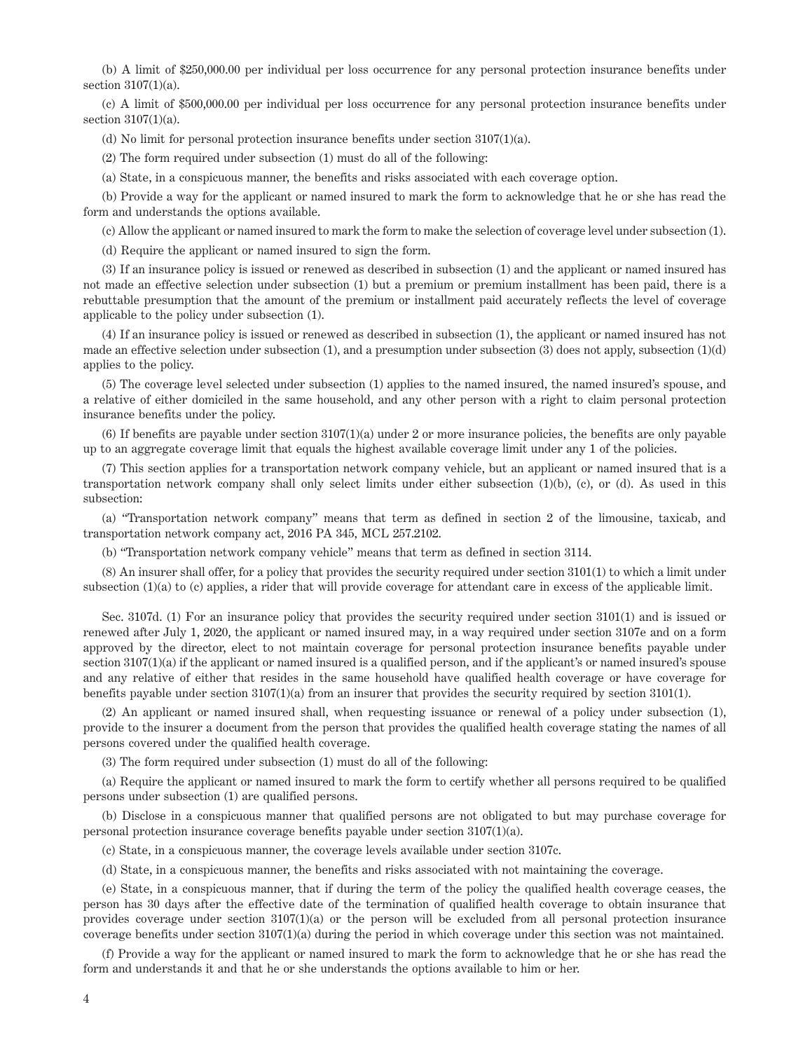(b) A limit of $250,000.00 per individual per loss occurrence for any personal protection insurance benefits under section 3107(1)(a).

(c) A limit of $500,000.00 per individual per loss occurrence for any personal protection insurance benefits under section 3107(1)(a).

(d) No limit for personal protection insurance benefits under section 3107(1)(a).

(2) The form required under subsection (1) must do all of the following:

(a) State, in a conspicuous manner, the benefits and risks associated with each coverage option.

(b) Provide a way for the applicant or named insured to mark the form to acknowledge that he or she has read the form and understands the options available.

(c) Allow the applicant or named insured to mark the form to make the selection of coverage level under subsection (1).

(d) Require the applicant or named insured to sign the form.

(3) If an insurance policy is issued or renewed as described in subsection (1) and the applicant or named insured has not made an effective selection under subsection (1) but a premium or premium installment has been paid, there is a rebuttable presumption that the amount of the premium or installment paid accurately reflects the level of coverage applicable to the policy under subsection (1).

(4) If an insurance policy is issued or renewed as described in subsection (1), the applicant or named insured has not made an effective selection under subsection (1), and a presumption under subsection (3) does not apply, subsection (1)(d) applies to the policy.

(5) The coverage level selected under subsection (1) applies to the named insured, the named insured's spouse, and a relative of either domiciled in the same household, and any other person with a right to claim personal protection insurance benefits under the policy.

(6) If benefits are payable under section 3107(1)(a) under 2 or more insurance policies, the benefits are only payable up to an aggregate coverage limit that equals the highest available coverage limit under any 1 of the policies.

(7) This section applies for a transportation network company vehicle, but an applicant or named insured that is a transportation network company shall only select limits under either subsection (1)(b), (c), or (d). As used in this subsection:

(a) "Transportation network company" means that term as defined in section 2 of the limousine, taxicab, and transportation network company act, 2016 PA 345, MCL 257.2102.

(b) "Transportation network company vehicle" means that term as defined in section 3114.

(8) An insurer shall offer, for a policy that provides the security required under section 3101(1) to which a limit under subsection (1)(a) to (c) applies, a rider that will provide coverage for attendant care in excess of the applicable limit.

Sec. 3107d. (1) For an insurance policy that provides the security required under section 3101(1) and is issued or renewed after July 1, 2020, the applicant or named insured may, in a way required under section 3107e and on a form approved by the director, elect to not maintain coverage for personal protection insurance benefits payable under section 3107(1)(a) if the applicant or named insured is a qualified person, and if the applicant's or named insured's spouse and any relative of either that resides in the same household have qualified health coverage or have coverage for benefits payable under section 3107(1)(a) from an insurer that provides the security required by section 3101(1).

(2) An applicant or named insured shall, when requesting issuance or renewal of a policy under subsection (1), provide to the insurer a document from the person that provides the qualified health coverage stating the names of all persons covered under the qualified health coverage.

(3) The form required under subsection (1) must do all of the following:

(a) Require the applicant or named insured to mark the form to certify whether all persons required to be qualified persons under subsection (1) are qualified persons.

(b) Disclose in a conspicuous manner that qualified persons are not obligated to but may purchase coverage for personal protection insurance coverage benefits payable under section 3107(1)(a).

(c) State, in a conspicuous manner, the coverage levels available under section 3107c.

(d) State, in a conspicuous manner, the benefits and risks associated with not maintaining the coverage.

(e) State, in a conspicuous manner, that if during the term of the policy the qualified health coverage ceases, the person has 30 days after the effective date of the termination of qualified health coverage to obtain insurance that provides coverage under section 3107(1)(a) or the person will be excluded from all personal protection insurance coverage benefits under section 3107(1)(a) during the period in which coverage under this section was not maintained.

(f) Provide a way for the applicant or named insured to mark the form to acknowledge that he or she has read the form and understands it and that he or she understands the options available to him or her.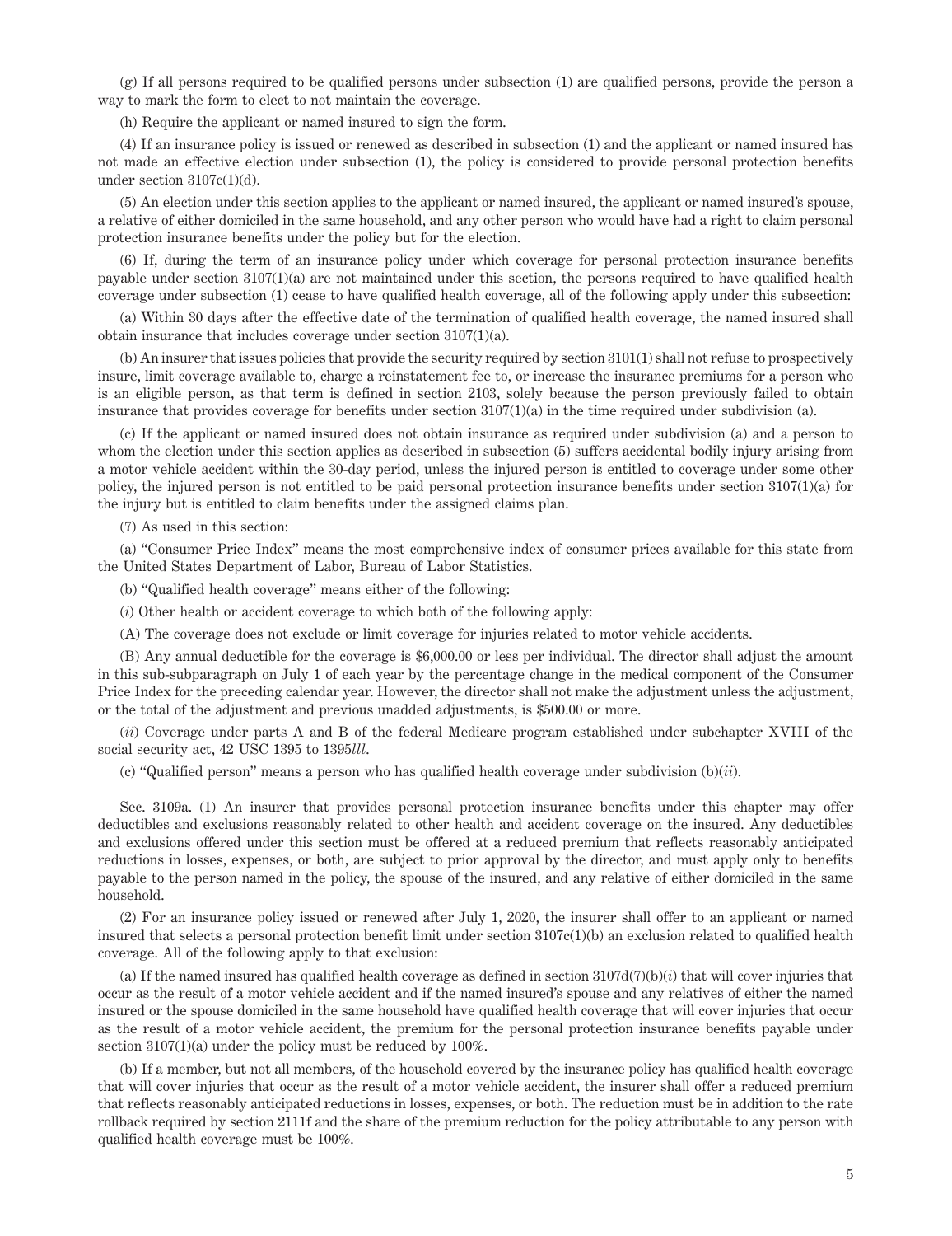(g) If all persons required to be qualified persons under subsection (1) are qualified persons, provide the person a way to mark the form to elect to not maintain the coverage.

(h) Require the applicant or named insured to sign the form.

(4) If an insurance policy is issued or renewed as described in subsection (1) and the applicant or named insured has not made an effective election under subsection (1), the policy is considered to provide personal protection benefits under section 3107c(1)(d).

(5) An election under this section applies to the applicant or named insured, the applicant or named insured's spouse, a relative of either domiciled in the same household, and any other person who would have had a right to claim personal protection insurance benefits under the policy but for the election.

(6) If, during the term of an insurance policy under which coverage for personal protection insurance benefits payable under section 3107(1)(a) are not maintained under this section, the persons required to have qualified health coverage under subsection (1) cease to have qualified health coverage, all of the following apply under this subsection:

(a) Within 30 days after the effective date of the termination of qualified health coverage, the named insured shall obtain insurance that includes coverage under section 3107(1)(a).

(b) An insurer that issues policies that provide the security required by section 3101(1) shall not refuse to prospectively insure, limit coverage available to, charge a reinstatement fee to, or increase the insurance premiums for a person who is an eligible person, as that term is defined in section 2103, solely because the person previously failed to obtain insurance that provides coverage for benefits under section 3107(1)(a) in the time required under subdivision (a).

(c) If the applicant or named insured does not obtain insurance as required under subdivision (a) and a person to whom the election under this section applies as described in subsection (5) suffers accidental bodily injury arising from a motor vehicle accident within the 30-day period, unless the injured person is entitled to coverage under some other policy, the injured person is not entitled to be paid personal protection insurance benefits under section 3107(1)(a) for the injury but is entitled to claim benefits under the assigned claims plan.

(7) As used in this section:

(a) "Consumer Price Index" means the most comprehensive index of consumer prices available for this state from the United States Department of Labor, Bureau of Labor Statistics.

(b) "Qualified health coverage" means either of the following:

(*i*) Other health or accident coverage to which both of the following apply:

(A) The coverage does not exclude or limit coverage for injuries related to motor vehicle accidents.

(B) Any annual deductible for the coverage is $6,000.00 or less per individual. The director shall adjust the amount in this sub-subparagraph on July 1 of each year by the percentage change in the medical component of the Consumer Price Index for the preceding calendar year. However, the director shall not make the adjustment unless the adjustment, or the total of the adjustment and previous unadded adjustments, is $500.00 or more.

(*ii*) Coverage under parts A and B of the federal Medicare program established under subchapter XVIII of the social security act, 42 USC 1395 to 1395*lll*.

(c) "Qualified person" means a person who has qualified health coverage under subdivision (b)(*ii*).

Sec. 3109a. (1) An insurer that provides personal protection insurance benefits under this chapter may offer deductibles and exclusions reasonably related to other health and accident coverage on the insured. Any deductibles and exclusions offered under this section must be offered at a reduced premium that reflects reasonably anticipated reductions in losses, expenses, or both, are subject to prior approval by the director, and must apply only to benefits payable to the person named in the policy, the spouse of the insured, and any relative of either domiciled in the same household.

(2) For an insurance policy issued or renewed after July 1, 2020, the insurer shall offer to an applicant or named insured that selects a personal protection benefit limit under section 3107c(1)(b) an exclusion related to qualified health coverage. All of the following apply to that exclusion:

(a) If the named insured has qualified health coverage as defined in section 3107d(7)(b)(*i*) that will cover injuries that occur as the result of a motor vehicle accident and if the named insured's spouse and any relatives of either the named insured or the spouse domiciled in the same household have qualified health coverage that will cover injuries that occur as the result of a motor vehicle accident, the premium for the personal protection insurance benefits payable under section 3107(1)(a) under the policy must be reduced by 100%.

(b) If a member, but not all members, of the household covered by the insurance policy has qualified health coverage that will cover injuries that occur as the result of a motor vehicle accident, the insurer shall offer a reduced premium that reflects reasonably anticipated reductions in losses, expenses, or both. The reduction must be in addition to the rate rollback required by section 2111f and the share of the premium reduction for the policy attributable to any person with qualified health coverage must be 100%.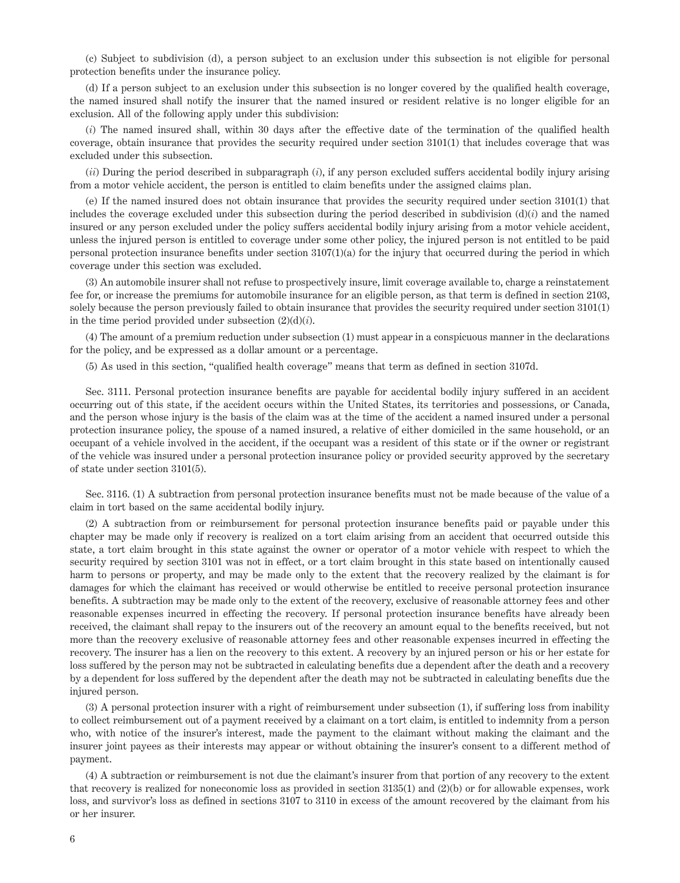(c) Subject to subdivision (d), a person subject to an exclusion under this subsection is not eligible for personal protection benefits under the insurance policy.

(d) If a person subject to an exclusion under this subsection is no longer covered by the qualified health coverage, the named insured shall notify the insurer that the named insured or resident relative is no longer eligible for an exclusion. All of the following apply under this subdivision:

(*i*) The named insured shall, within 30 days after the effective date of the termination of the qualified health coverage, obtain insurance that provides the security required under section 3101(1) that includes coverage that was excluded under this subsection.

(*ii*) During the period described in subparagraph (*i*), if any person excluded suffers accidental bodily injury arising from a motor vehicle accident, the person is entitled to claim benefits under the assigned claims plan.

(e) If the named insured does not obtain insurance that provides the security required under section 3101(1) that includes the coverage excluded under this subsection during the period described in subdivision (d)(*i*) and the named insured or any person excluded under the policy suffers accidental bodily injury arising from a motor vehicle accident, unless the injured person is entitled to coverage under some other policy, the injured person is not entitled to be paid personal protection insurance benefits under section 3107(1)(a) for the injury that occurred during the period in which coverage under this section was excluded.

(3) An automobile insurer shall not refuse to prospectively insure, limit coverage available to, charge a reinstatement fee for, or increase the premiums for automobile insurance for an eligible person, as that term is defined in section 2103, solely because the person previously failed to obtain insurance that provides the security required under section 3101(1) in the time period provided under subsection (2)(d)(*i*).

(4) The amount of a premium reduction under subsection (1) must appear in a conspicuous manner in the declarations for the policy, and be expressed as a dollar amount or a percentage.

(5) As used in this section, "qualified health coverage" means that term as defined in section 3107d.

Sec. 3111. Personal protection insurance benefits are payable for accidental bodily injury suffered in an accident occurring out of this state, if the accident occurs within the United States, its territories and possessions, or Canada, and the person whose injury is the basis of the claim was at the time of the accident a named insured under a personal protection insurance policy, the spouse of a named insured, a relative of either domiciled in the same household, or an occupant of a vehicle involved in the accident, if the occupant was a resident of this state or if the owner or registrant of the vehicle was insured under a personal protection insurance policy or provided security approved by the secretary of state under section 3101(5).

Sec. 3116. (1) A subtraction from personal protection insurance benefits must not be made because of the value of a claim in tort based on the same accidental bodily injury.

(2) A subtraction from or reimbursement for personal protection insurance benefits paid or payable under this chapter may be made only if recovery is realized on a tort claim arising from an accident that occurred outside this state, a tort claim brought in this state against the owner or operator of a motor vehicle with respect to which the security required by section 3101 was not in effect, or a tort claim brought in this state based on intentionally caused harm to persons or property, and may be made only to the extent that the recovery realized by the claimant is for damages for which the claimant has received or would otherwise be entitled to receive personal protection insurance benefits. A subtraction may be made only to the extent of the recovery, exclusive of reasonable attorney fees and other reasonable expenses incurred in effecting the recovery. If personal protection insurance benefits have already been received, the claimant shall repay to the insurers out of the recovery an amount equal to the benefits received, but not more than the recovery exclusive of reasonable attorney fees and other reasonable expenses incurred in effecting the recovery. The insurer has a lien on the recovery to this extent. A recovery by an injured person or his or her estate for loss suffered by the person may not be subtracted in calculating benefits due a dependent after the death and a recovery by a dependent for loss suffered by the dependent after the death may not be subtracted in calculating benefits due the injured person.

(3) A personal protection insurer with a right of reimbursement under subsection (1), if suffering loss from inability to collect reimbursement out of a payment received by a claimant on a tort claim, is entitled to indemnity from a person who, with notice of the insurer's interest, made the payment to the claimant without making the claimant and the insurer joint payees as their interests may appear or without obtaining the insurer's consent to a different method of payment.

(4) A subtraction or reimbursement is not due the claimant's insurer from that portion of any recovery to the extent that recovery is realized for noneconomic loss as provided in section 3135(1) and (2)(b) or for allowable expenses, work loss, and survivor's loss as defined in sections 3107 to 3110 in excess of the amount recovered by the claimant from his or her insurer.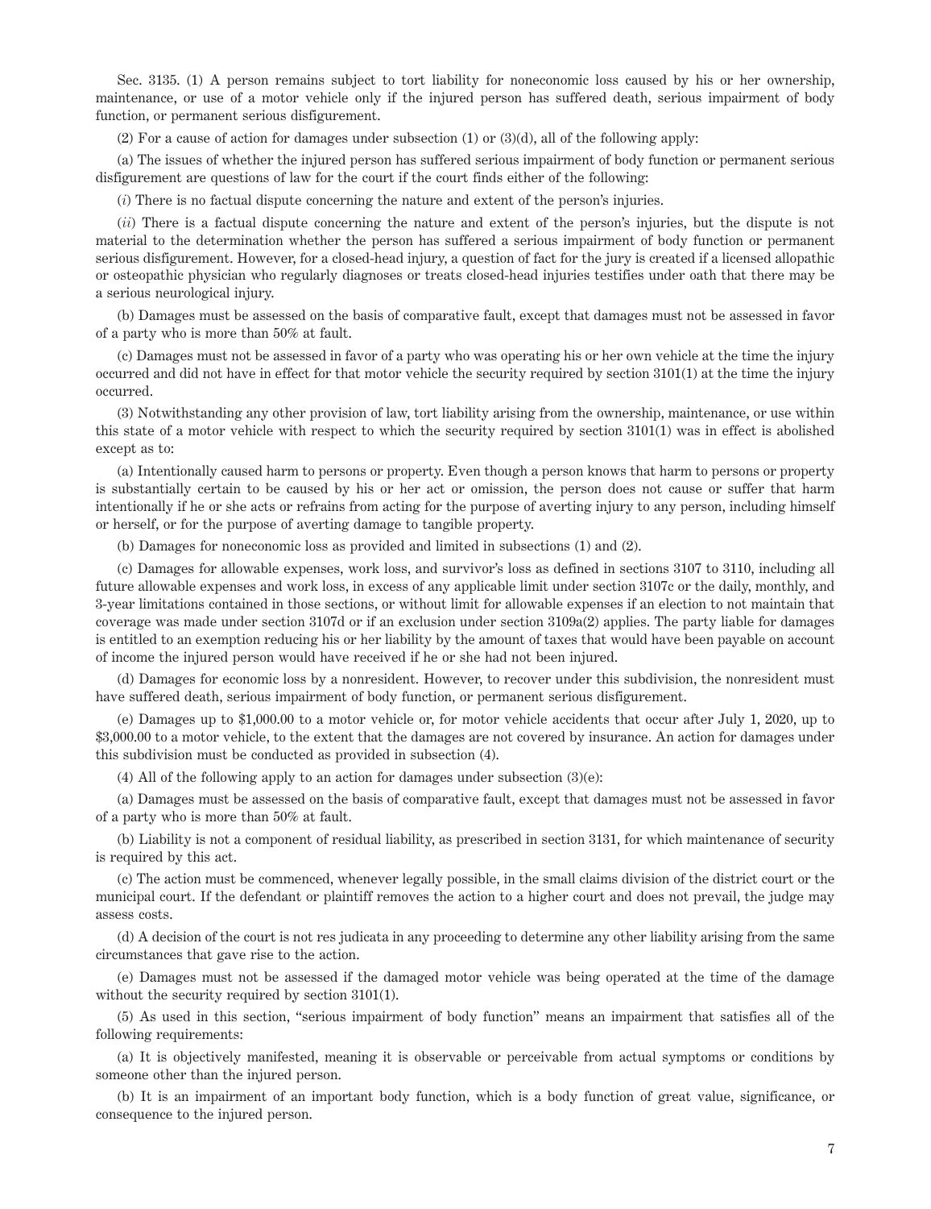Sec. 3135. (1) A person remains subject to tort liability for noneconomic loss caused by his or her ownership, maintenance, or use of a motor vehicle only if the injured person has suffered death, serious impairment of body function, or permanent serious disfigurement.

(2) For a cause of action for damages under subsection (1) or (3)(d), all of the following apply:

(a) The issues of whether the injured person has suffered serious impairment of body function or permanent serious disfigurement are questions of law for the court if the court finds either of the following:

(*i*) There is no factual dispute concerning the nature and extent of the person's injuries.

(*ii*) There is a factual dispute concerning the nature and extent of the person's injuries, but the dispute is not material to the determination whether the person has suffered a serious impairment of body function or permanent serious disfigurement. However, for a closed-head injury, a question of fact for the jury is created if a licensed allopathic or osteopathic physician who regularly diagnoses or treats closed-head injuries testifies under oath that there may be a serious neurological injury.

(b) Damages must be assessed on the basis of comparative fault, except that damages must not be assessed in favor of a party who is more than 50% at fault.

(c) Damages must not be assessed in favor of a party who was operating his or her own vehicle at the time the injury occurred and did not have in effect for that motor vehicle the security required by section 3101(1) at the time the injury occurred.

(3) Notwithstanding any other provision of law, tort liability arising from the ownership, maintenance, or use within this state of a motor vehicle with respect to which the security required by section 3101(1) was in effect is abolished except as to:

(a) Intentionally caused harm to persons or property. Even though a person knows that harm to persons or property is substantially certain to be caused by his or her act or omission, the person does not cause or suffer that harm intentionally if he or she acts or refrains from acting for the purpose of averting injury to any person, including himself or herself, or for the purpose of averting damage to tangible property.

(b) Damages for noneconomic loss as provided and limited in subsections (1) and (2).

(c) Damages for allowable expenses, work loss, and survivor's loss as defined in sections 3107 to 3110, including all future allowable expenses and work loss, in excess of any applicable limit under section 3107c or the daily, monthly, and 3-year limitations contained in those sections, or without limit for allowable expenses if an election to not maintain that coverage was made under section 3107d or if an exclusion under section 3109a(2) applies. The party liable for damages is entitled to an exemption reducing his or her liability by the amount of taxes that would have been payable on account of income the injured person would have received if he or she had not been injured.

(d) Damages for economic loss by a nonresident. However, to recover under this subdivision, the nonresident must have suffered death, serious impairment of body function, or permanent serious disfigurement.

(e) Damages up to $1,000.00 to a motor vehicle or, for motor vehicle accidents that occur after July 1, 2020, up to $3,000.00 to a motor vehicle, to the extent that the damages are not covered by insurance. An action for damages under this subdivision must be conducted as provided in subsection (4).

(4) All of the following apply to an action for damages under subsection (3)(e):

(a) Damages must be assessed on the basis of comparative fault, except that damages must not be assessed in favor of a party who is more than 50% at fault.

(b) Liability is not a component of residual liability, as prescribed in section 3131, for which maintenance of security is required by this act.

(c) The action must be commenced, whenever legally possible, in the small claims division of the district court or the municipal court. If the defendant or plaintiff removes the action to a higher court and does not prevail, the judge may assess costs.

(d) A decision of the court is not res judicata in any proceeding to determine any other liability arising from the same circumstances that gave rise to the action.

(e) Damages must not be assessed if the damaged motor vehicle was being operated at the time of the damage without the security required by section 3101(1).

(5) As used in this section, "serious impairment of body function" means an impairment that satisfies all of the following requirements:

(a) It is objectively manifested, meaning it is observable or perceivable from actual symptoms or conditions by someone other than the injured person.

(b) It is an impairment of an important body function, which is a body function of great value, significance, or consequence to the injured person.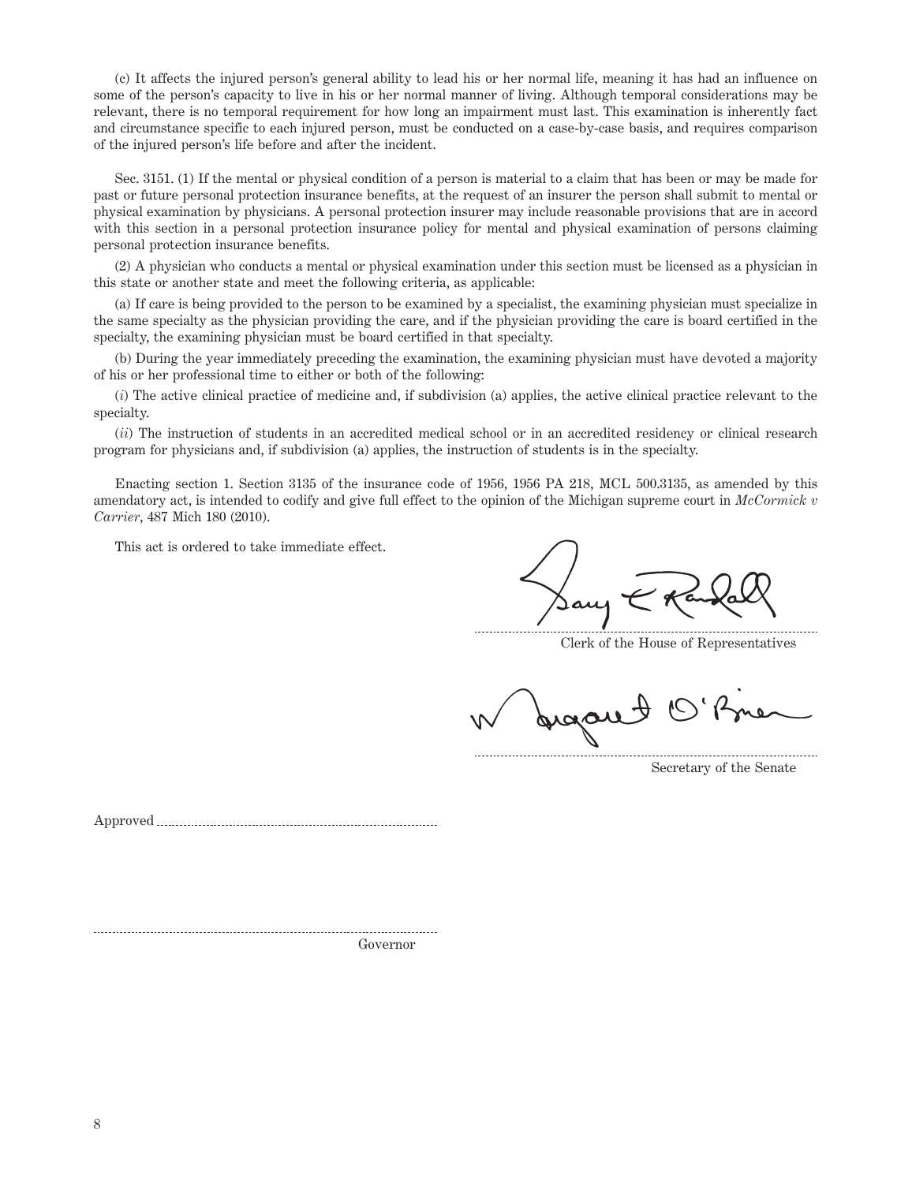(c) It affects the injured person's general ability to lead his or her normal life, meaning it has had an influence on some of the person's capacity to live in his or her normal manner of living. Although temporal considerations may be relevant, there is no temporal requirement for how long an impairment must last. This examination is inherently fact and circumstance specific to each injured person, must be conducted on a case-by-case basis, and requires comparison of the injured person's life before and after the incident.

Sec. 3151. (1) If the mental or physical condition of a person is material to a claim that has been or may be made for past or future personal protection insurance benefits, at the request of an insurer the person shall submit to mental or physical examination by physicians. A personal protection insurer may include reasonable provisions that are in accord with this section in a personal protection insurance policy for mental and physical examination of persons claiming personal protection insurance benefits.

(2) A physician who conducts a mental or physical examination under this section must be licensed as a physician in this state or another state and meet the following criteria, as applicable:

(a) If care is being provided to the person to be examined by a specialist, the examining physician must specialize in the same specialty as the physician providing the care, and if the physician providing the care is board certified in the specialty, the examining physician must be board certified in that specialty.

(b) During the year immediately preceding the examination, the examining physician must have devoted a majority of his or her professional time to either or both of the following:

(*i*) The active clinical practice of medicine and, if subdivision (a) applies, the active clinical practice relevant to the specialty.

(*ii*) The instruction of students in an accredited medical school or in an accredited residency or clinical research program for physicians and, if subdivision (a) applies, the instruction of students is in the specialty.

Enacting section 1. Section 3135 of the insurance code of 1956, 1956 PA 218, MCL 500.3135, as amended by this amendatory act, is intended to codify and give full effect to the opinion of the Michigan supreme court in *McCormick v Carrier*, 487 Mich 180 (2010).

This act is ordered to take immediate effect.

Clerk of the House of Representatives

Secretary of the Senate

Approved

Governor